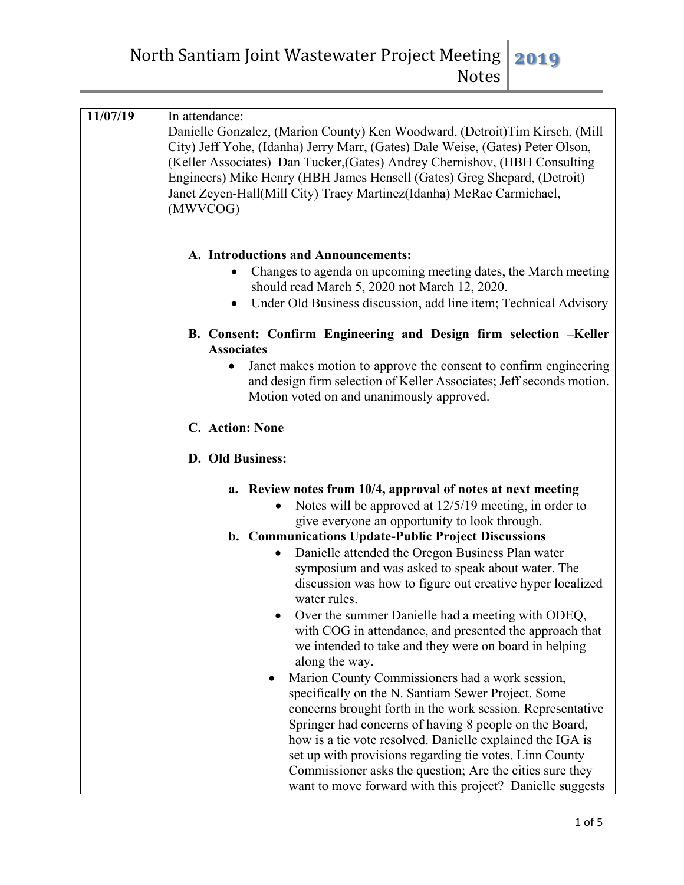# North Santiam Joint Wastewater Project Meeting Notes 2019

| | |
|---|---|
| **11/07/19** | In attendance:<br>Danielle Gonzalez, (Marion County) Ken Woodward, (Detroit)Tim Kirsch, (Mill City) Jeff Yohe, (Idanha) Jerry Marr, (Gates) Dale Weise, (Gates) Peter Olson, (Keller Associates) Dan Tucker,(Gates) Andrey Chernishov, (HBH Consulting Engineers) Mike Henry (HBH James Hensell (Gates) Greg Shepard, (Detroit) Janet Zeyen-Hall(Mill City) Tracy Martinez(Idanha) McRae Carmichael, (MWVCOG)<br><br>**A. Introductions and Announcements:**<br>• Changes to agenda on upcoming meeting dates, the March meeting should read March 5, 2020 not March 12, 2020.<br>• Under Old Business discussion, add line item; Technical Advisory<br><br>**B. Consent: Confirm Engineering and Design firm selection –Keller Associates**<br>• Janet makes motion to approve the consent to confirm engineering and design firm selection of Keller Associates; Jeff seconds motion. Motion voted on and unanimously approved.<br><br>**C. Action: None**<br><br>**D. Old Business:**<br><br>**a. Review notes from 10/4, approval of notes at next meeting**<br>• Notes will be approved at 12/5/19 meeting, in order to give everyone an opportunity to look through.<br>**b. Communications Update-Public Project Discussions**<br>• Danielle attended the Oregon Business Plan water symposium and was asked to speak about water. The discussion was how to figure out creative hyper localized water rules.<br>• Over the summer Danielle had a meeting with ODEQ, with COG in attendance, and presented the approach that we intended to take and they were on board in helping along the way.<br>• Marion County Commissioners had a work session, specifically on the N. Santiam Sewer Project. Some concerns brought forth in the work session. Representative Springer had concerns of having 8 people on the Board, how is a tie vote resolved. Danielle explained the IGA is set up with provisions regarding tie votes. Linn County Commissioner asks the question; Are the cities sure they want to move forward with this project? Danielle suggests |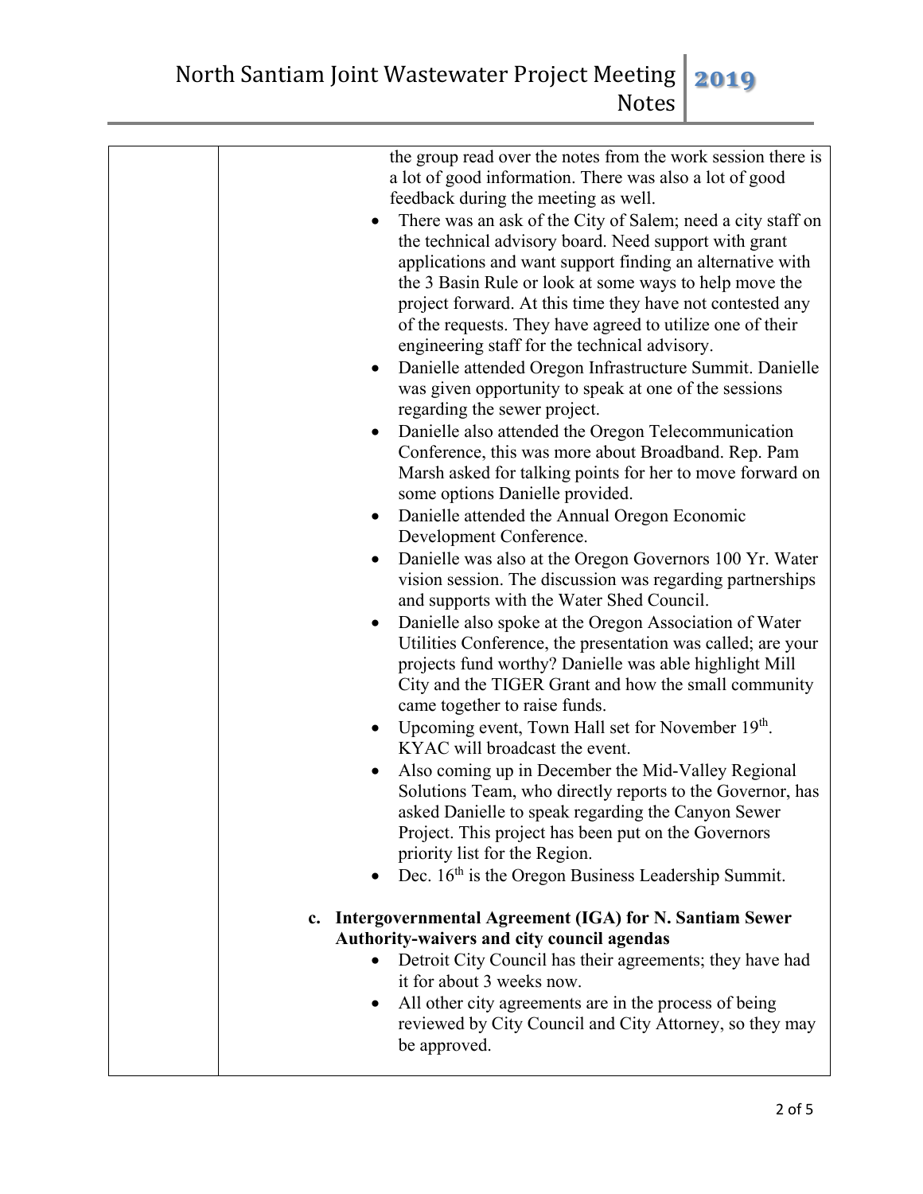the group read over the notes from the work session there is a lot of good information. There was also a lot of good feedback during the meeting as well.

- There was an ask of the City of Salem; need a city staff on the technical advisory board. Need support with grant applications and want support finding an alternative with the 3 Basin Rule or look at some ways to help move the project forward. At this time they have not contested any of the requests. They have agreed to utilize one of their engineering staff for the technical advisory.
- Danielle attended Oregon Infrastructure Summit. Danielle was given opportunity to speak at one of the sessions regarding the sewer project.
- Danielle also attended the Oregon Telecommunication Conference, this was more about Broadband. Rep. Pam Marsh asked for talking points for her to move forward on some options Danielle provided.
- Danielle attended the Annual Oregon Economic Development Conference.
- Danielle was also at the Oregon Governors 100 Yr. Water vision session. The discussion was regarding partnerships and supports with the Water Shed Council.
- Danielle also spoke at the Oregon Association of Water Utilities Conference, the presentation was called; are your projects fund worthy? Danielle was able highlight Mill City and the TIGER Grant and how the small community came together to raise funds.
- Upcoming event, Town Hall set for November 19th. KYAC will broadcast the event.
- Also coming up in December the Mid-Valley Regional Solutions Team, who directly reports to the Governor, has asked Danielle to speak regarding the Canyon Sewer Project. This project has been put on the Governors priority list for the Region.
- Dec. 16th is the Oregon Business Leadership Summit.

**c. Intergovernmental Agreement (IGA) for N. Santiam Sewer Authority-waivers and city council agendas**

- Detroit City Council has their agreements; they have had it for about 3 weeks now.
- All other city agreements are in the process of being reviewed by City Council and City Attorney, so they may be approved.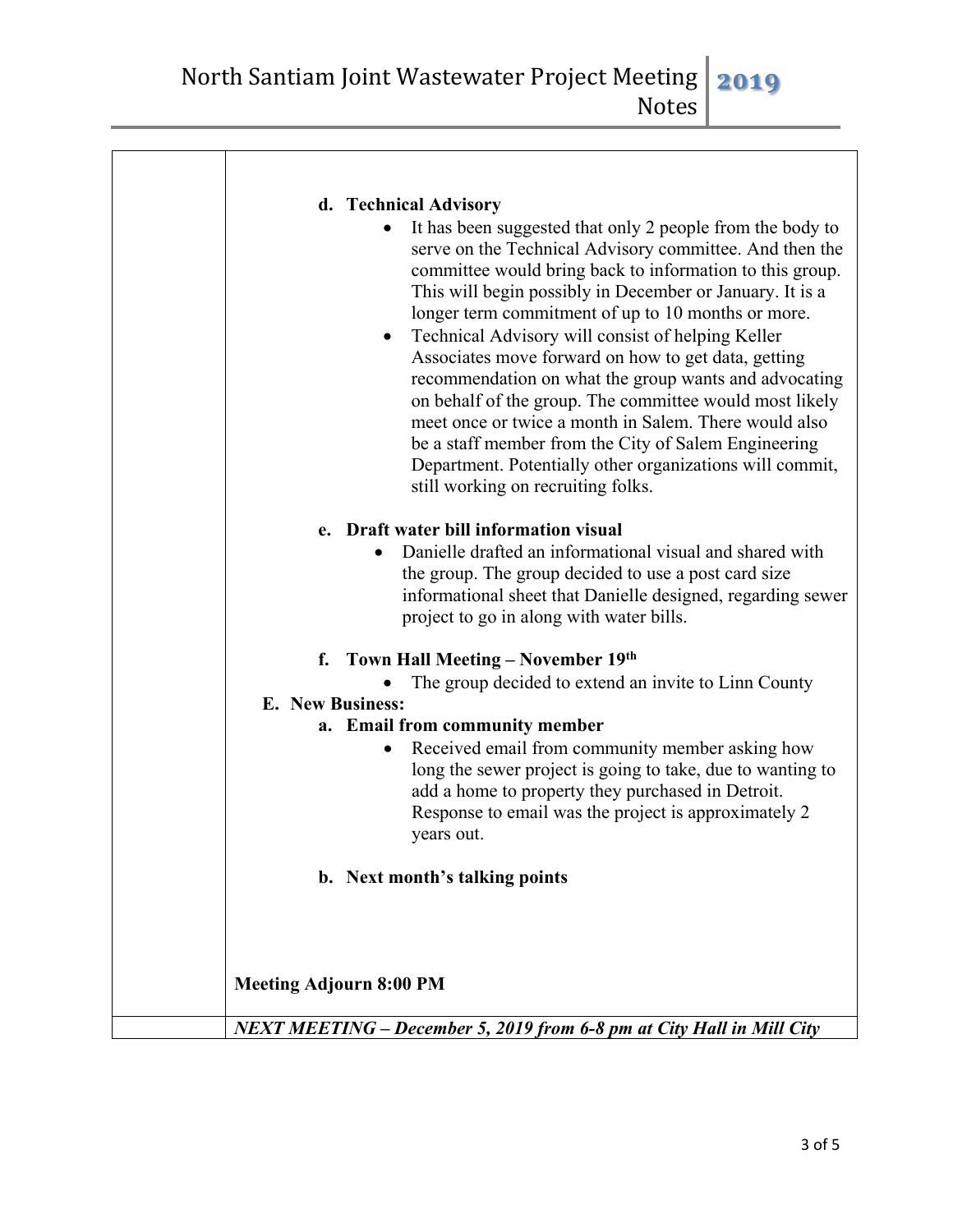**d. Technical Advisory**

- It has been suggested that only 2 people from the body to serve on the Technical Advisory committee. And then the committee would bring back to information to this group. This will begin possibly in December or January. It is a longer term commitment of up to 10 months or more.
- Technical Advisory will consist of helping Keller Associates move forward on how to get data, getting recommendation on what the group wants and advocating on behalf of the group. The committee would most likely meet once or twice a month in Salem. There would also be a staff member from the City of Salem Engineering Department. Potentially other organizations will commit, still working on recruiting folks.

**e. Draft water bill information visual**

- Danielle drafted an informational visual and shared with the group. The group decided to use a post card size informational sheet that Danielle designed, regarding sewer project to go in along with water bills.

**f. Town Hall Meeting – November 19th**

- The group decided to extend an invite to Linn County

**E. New Business:**

**a. Email from community member**

- Received email from community member asking how long the sewer project is going to take, due to wanting to add a home to property they purchased in Detroit. Response to email was the project is approximately 2 years out.

**b. Next month's talking points**

**Meeting Adjourn 8:00 PM**

***NEXT MEETING – December 5, 2019 from 6-8 pm at City Hall in Mill City***